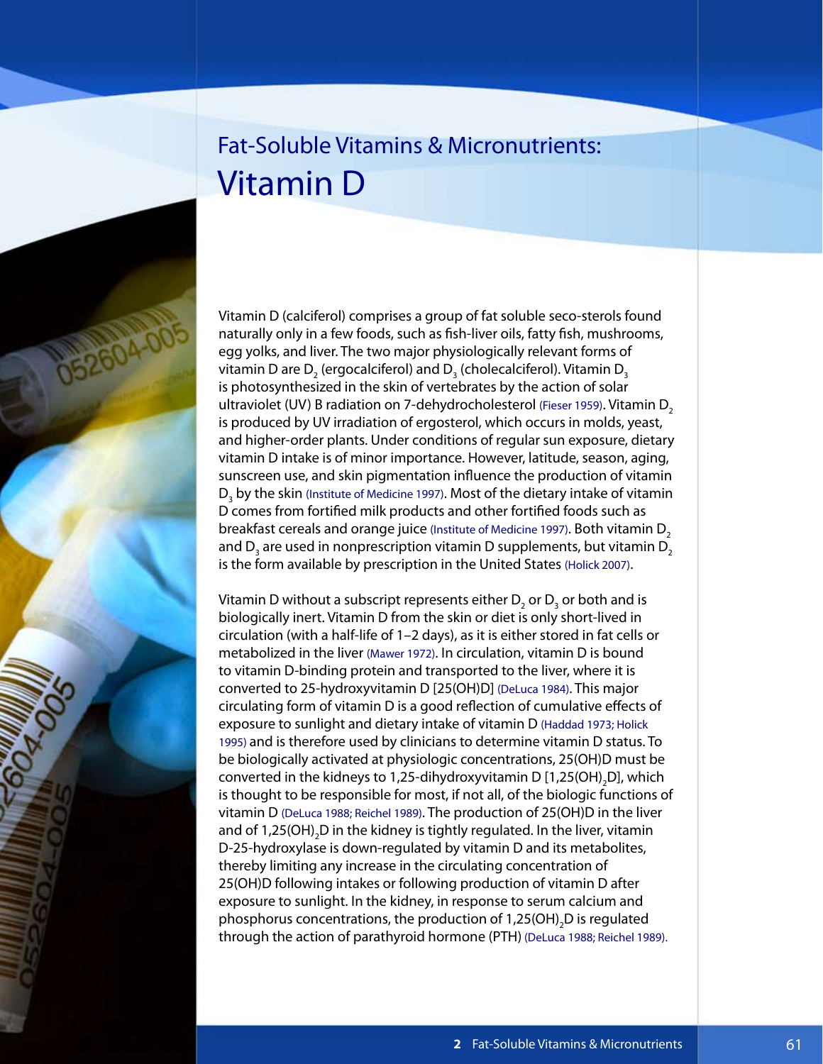# Fat-Soluble Vitamins & Micronutrients: Vitamin D

Vitamin D (calciferol) comprises a group of fat soluble seco-sterols found naturally only in a few foods, such as fish-liver oils, fatty fish, mushrooms, egg yolks, and liver. The two major physiologically relevant forms of vitamin D are $D_2$ (ergocalciferol) and $D_3$ (cholecalciferol). Vitamin $D_3$ is photosynthesized in the skin of vertebrates by the action of solar ultraviolet (UV) B radiation on 7-dehydrocholesterol (Fieser 1959). Vitamin $D_2$ is produced by UV irradiation of ergosterol, which occurs in molds, yeast, and higher-order plants. Under conditions of regular sun exposure, dietary vitamin D intake is of minor importance. However, latitude, season, aging, sunscreen use, and skin pigmentation influence the production of vitamin $D_3$ by the skin (Institute of Medicine 1997). Most of the dietary intake of vitamin D comes from fortified milk products and other fortified foods such as breakfast cereals and orange juice (Institute of Medicine 1997). Both vitamin $D_2$ and $D_3$ are used in nonprescription vitamin D supplements, but vitamin $D_2$ is the form available by prescription in the United States (Holick 2007).

Vitamin D without a subscript represents either $D_2$ or $D_3$ or both and is biologically inert. Vitamin D from the skin or diet is only short-lived in circulation (with a half-life of 1–2 days), as it is either stored in fat cells or metabolized in the liver (Mawer 1972). In circulation, vitamin D is bound to vitamin D-binding protein and transported to the liver, where it is converted to 25-hydroxyvitamin D [25(OH)D] (DeLuca 1984). This major circulating form of vitamin D is a good reflection of cumulative effects of exposure to sunlight and dietary intake of vitamin D (Haddad 1973; Holick 1995) and is therefore used by clinicians to determine vitamin D status. To be biologically activated at physiologic concentrations, 25(OH)D must be converted in the kidneys to 1,25-dihydroxyvitamin D [1,25(OH)$_2$D], which is thought to be responsible for most, if not all, of the biologic functions of vitamin D (DeLuca 1988; Reichel 1989). The production of 25(OH)D in the liver and of 1,25(OH)$_2$D in the kidney is tightly regulated. In the liver, vitamin D-25-hydroxylase is down-regulated by vitamin D and its metabolites, thereby limiting any increase in the circulating concentration of 25(OH)D following intakes or following production of vitamin D after exposure to sunlight. In the kidney, in response to serum calcium and phosphorus concentrations, the production of 1,25(OH)$_2$D is regulated through the action of parathyroid hormone (PTH) (DeLuca 1988; Reichel 1989).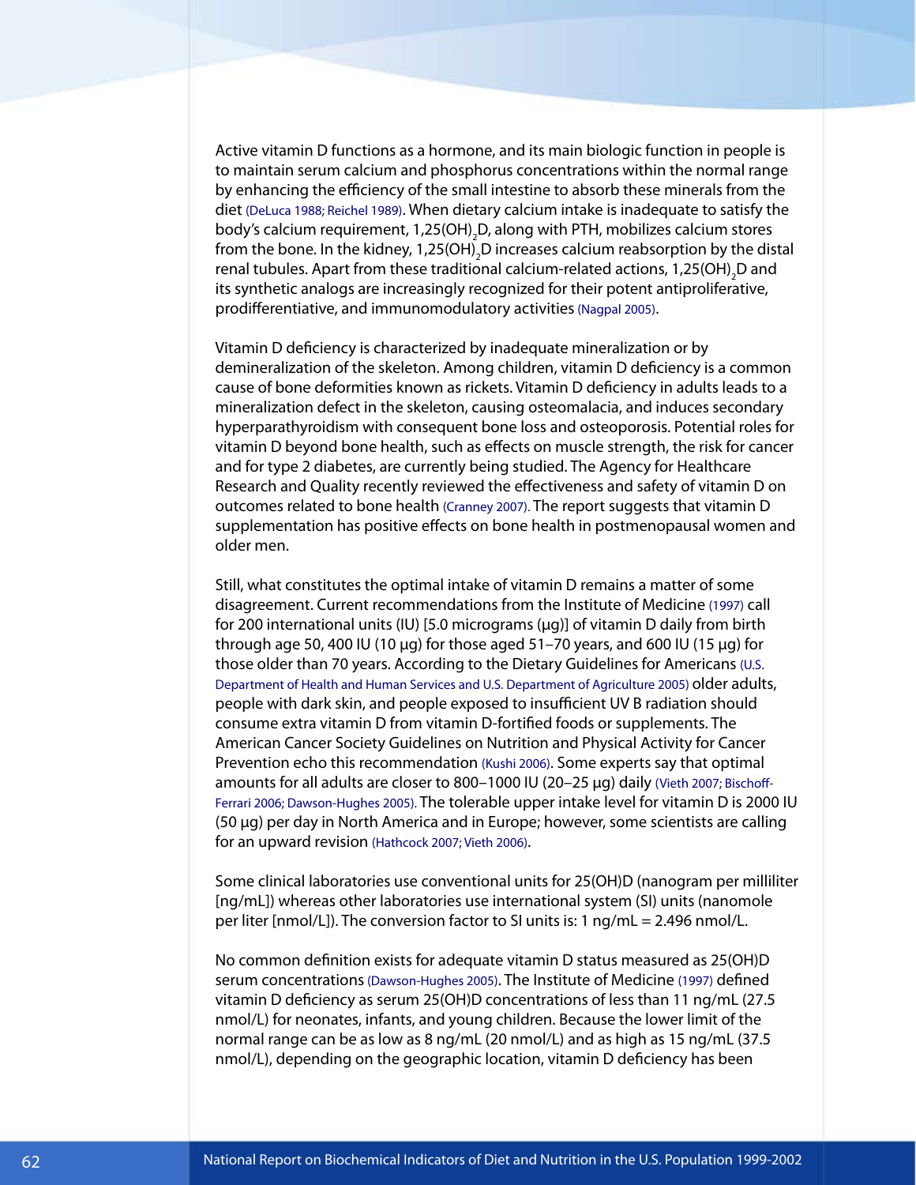Active vitamin D functions as a hormone, and its main biologic function in people is to maintain serum calcium and phosphorus concentrations within the normal range by enhancing the efficiency of the small intestine to absorb these minerals from the diet (DeLuca 1988; Reichel 1989). When dietary calcium intake is inadequate to satisfy the body's calcium requirement, $1,25(OH)_2D$, along with PTH, mobilizes calcium stores from the bone. In the kidney, $1,25(OH)_2D$ increases calcium reabsorption by the distal renal tubules. Apart from these traditional calcium-related actions, $1,25(OH)_2D$ and its synthetic analogs are increasingly recognized for their potent antiproliferative, prodifferentiative, and immunomodulatory activities (Nagpal 2005).

Vitamin D deficiency is characterized by inadequate mineralization or by demineralization of the skeleton. Among children, vitamin D deficiency is a common cause of bone deformities known as rickets. Vitamin D deficiency in adults leads to a mineralization defect in the skeleton, causing osteomalacia, and induces secondary hyperparathyroidism with consequent bone loss and osteoporosis. Potential roles for vitamin D beyond bone health, such as effects on muscle strength, the risk for cancer and for type 2 diabetes, are currently being studied. The Agency for Healthcare Research and Quality recently reviewed the effectiveness and safety of vitamin D on outcomes related to bone health (Cranney 2007). The report suggests that vitamin D supplementation has positive effects on bone health in postmenopausal women and older men.

Still, what constitutes the optimal intake of vitamin D remains a matter of some disagreement. Current recommendations from the Institute of Medicine (1997) call for 200 international units (IU) [5.0 micrograms (µg)] of vitamin D daily from birth through age 50, 400 IU (10 µg) for those aged 51–70 years, and 600 IU (15 µg) for those older than 70 years. According to the Dietary Guidelines for Americans (U.S. Department of Health and Human Services and U.S. Department of Agriculture 2005) older adults, people with dark skin, and people exposed to insufficient UV B radiation should consume extra vitamin D from vitamin D-fortified foods or supplements. The American Cancer Society Guidelines on Nutrition and Physical Activity for Cancer Prevention echo this recommendation (Kushi 2006). Some experts say that optimal amounts for all adults are closer to 800–1000 IU (20–25 µg) daily (Vieth 2007; Bischoff-Ferrari 2006; Dawson-Hughes 2005). The tolerable upper intake level for vitamin D is 2000 IU (50 µg) per day in North America and in Europe; however, some scientists are calling for an upward revision (Hathcock 2007; Vieth 2006).

Some clinical laboratories use conventional units for 25(OH)D (nanogram per milliliter [ng/mL]) whereas other laboratories use international system (SI) units (nanomole per liter [nmol/L]). The conversion factor to SI units is: 1 ng/mL = 2.496 nmol/L.

No common definition exists for adequate vitamin D status measured as 25(OH)D serum concentrations (Dawson-Hughes 2005). The Institute of Medicine (1997) defined vitamin D deficiency as serum 25(OH)D concentrations of less than 11 ng/mL (27.5 nmol/L) for neonates, infants, and young children. Because the lower limit of the normal range can be as low as 8 ng/mL (20 nmol/L) and as high as 15 ng/mL (37.5 nmol/L), depending on the geographic location, vitamin D deficiency has been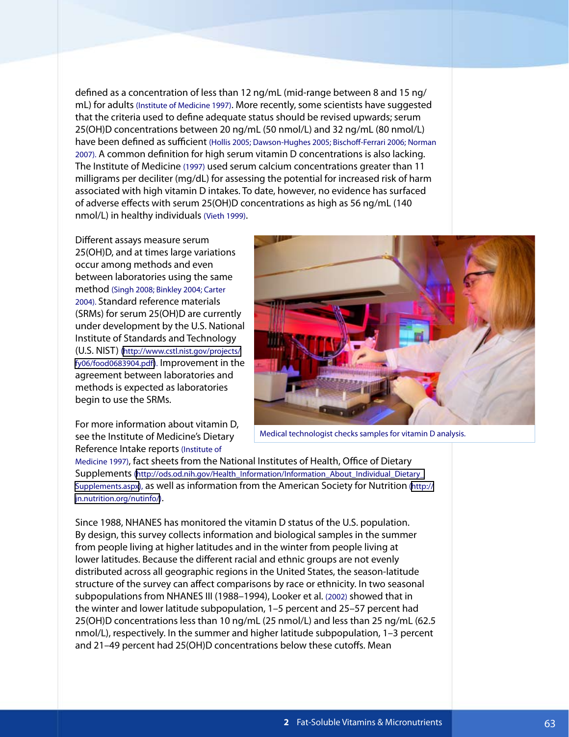defined as a concentration of less than 12 ng/mL (mid-range between 8 and 15 ng/mL) for adults (Institute of Medicine 1997). More recently, some scientists have suggested that the criteria used to define adequate status should be revised upwards; serum 25(OH)D concentrations between 20 ng/mL (50 nmol/L) and 32 ng/mL (80 nmol/L) have been defined as sufficient (Hollis 2005; Dawson-Hughes 2005; Bischoff-Ferrari 2006; Norman 2007). A common definition for high serum vitamin D concentrations is also lacking. The Institute of Medicine (1997) used serum calcium concentrations greater than 11 milligrams per deciliter (mg/dL) for assessing the potential for increased risk of harm associated with high vitamin D intakes. To date, however, no evidence has surfaced of adverse effects with serum 25(OH)D concentrations as high as 56 ng/mL (140 nmol/L) in healthy individuals (Vieth 1999).

Different assays measure serum 25(OH)D, and at times large variations occur among methods and even between laboratories using the same method (Singh 2008; Binkley 2004; Carter 2004). Standard reference materials (SRMs) for serum 25(OH)D are currently under development by the U.S. National Institute of Standards and Technology (U.S. NIST) (http://www.cstl.nist.gov/projects/fy06/food0683904.pdf). Improvement in the agreement between laboratories and methods is expected as laboratories begin to use the SRMs.

Medical technologist checks samples for vitamin D analysis.

For more information about vitamin D, see the Institute of Medicine's Dietary Reference Intake reports (Institute of Medicine 1997), fact sheets from the National Institutes of Health, Office of Dietary Supplements (http://ods.od.nih.gov/Health_Information/Information_About_Individual_Dietary_Supplements.aspx), as well as information from the American Society for Nutrition (http://jn.nutrition.org/nutinfo/).

Since 1988, NHANES has monitored the vitamin D status of the U.S. population. By design, this survey collects information and biological samples in the summer from people living at higher latitudes and in the winter from people living at lower latitudes. Because the different racial and ethnic groups are not evenly distributed across all geographic regions in the United States, the season-latitude structure of the survey can affect comparisons by race or ethnicity. In two seasonal subpopulations from NHANES III (1988–1994), Looker et al. (2002) showed that in the winter and lower latitude subpopulation, 1–5 percent and 25–57 percent had 25(OH)D concentrations less than 10 ng/mL (25 nmol/L) and less than 25 ng/mL (62.5 nmol/L), respectively. In the summer and higher latitude subpopulation, 1–3 percent and 21–49 percent had 25(OH)D concentrations below these cutoffs. Mean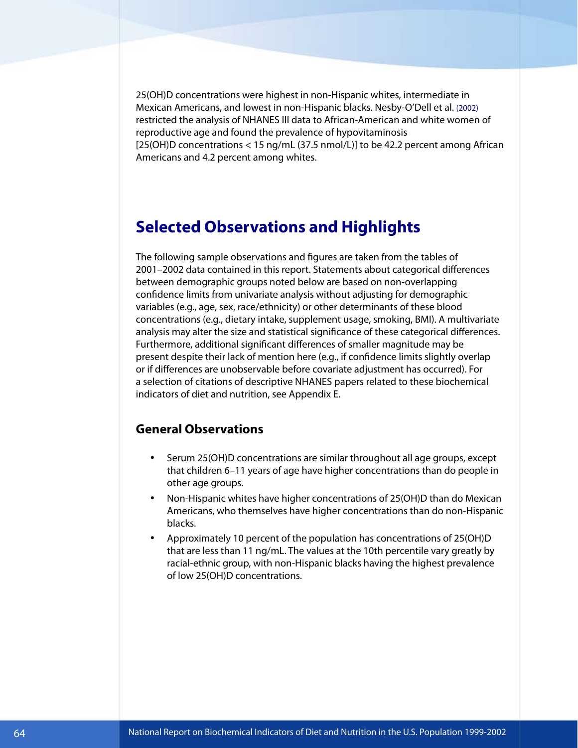25(OH)D concentrations were highest in non-Hispanic whites, intermediate in Mexican Americans, and lowest in non-Hispanic blacks. Nesby-O'Dell et al. (2002) restricted the analysis of NHANES III data to African-American and white women of reproductive age and found the prevalence of hypovitaminosis [25(OH)D concentrations < 15 ng/mL (37.5 nmol/L)] to be 42.2 percent among African Americans and 4.2 percent among whites.

## Selected Observations and Highlights

The following sample observations and figures are taken from the tables of 2001–2002 data contained in this report. Statements about categorical differences between demographic groups noted below are based on non-overlapping confidence limits from univariate analysis without adjusting for demographic variables (e.g., age, sex, race/ethnicity) or other determinants of these blood concentrations (e.g., dietary intake, supplement usage, smoking, BMI). A multivariate analysis may alter the size and statistical significance of these categorical differences. Furthermore, additional significant differences of smaller magnitude may be present despite their lack of mention here (e.g., if confidence limits slightly overlap or if differences are unobservable before covariate adjustment has occurred). For a selection of citations of descriptive NHANES papers related to these biochemical indicators of diet and nutrition, see Appendix E.

### General Observations

- Serum 25(OH)D concentrations are similar throughout all age groups, except that children 6–11 years of age have higher concentrations than do people in other age groups.
- Non-Hispanic whites have higher concentrations of 25(OH)D than do Mexican Americans, who themselves have higher concentrations than do non-Hispanic blacks.
- Approximately 10 percent of the population has concentrations of 25(OH)D that are less than 11 ng/mL. The values at the 10th percentile vary greatly by racial-ethnic group, with non-Hispanic blacks having the highest prevalence of low 25(OH)D concentrations.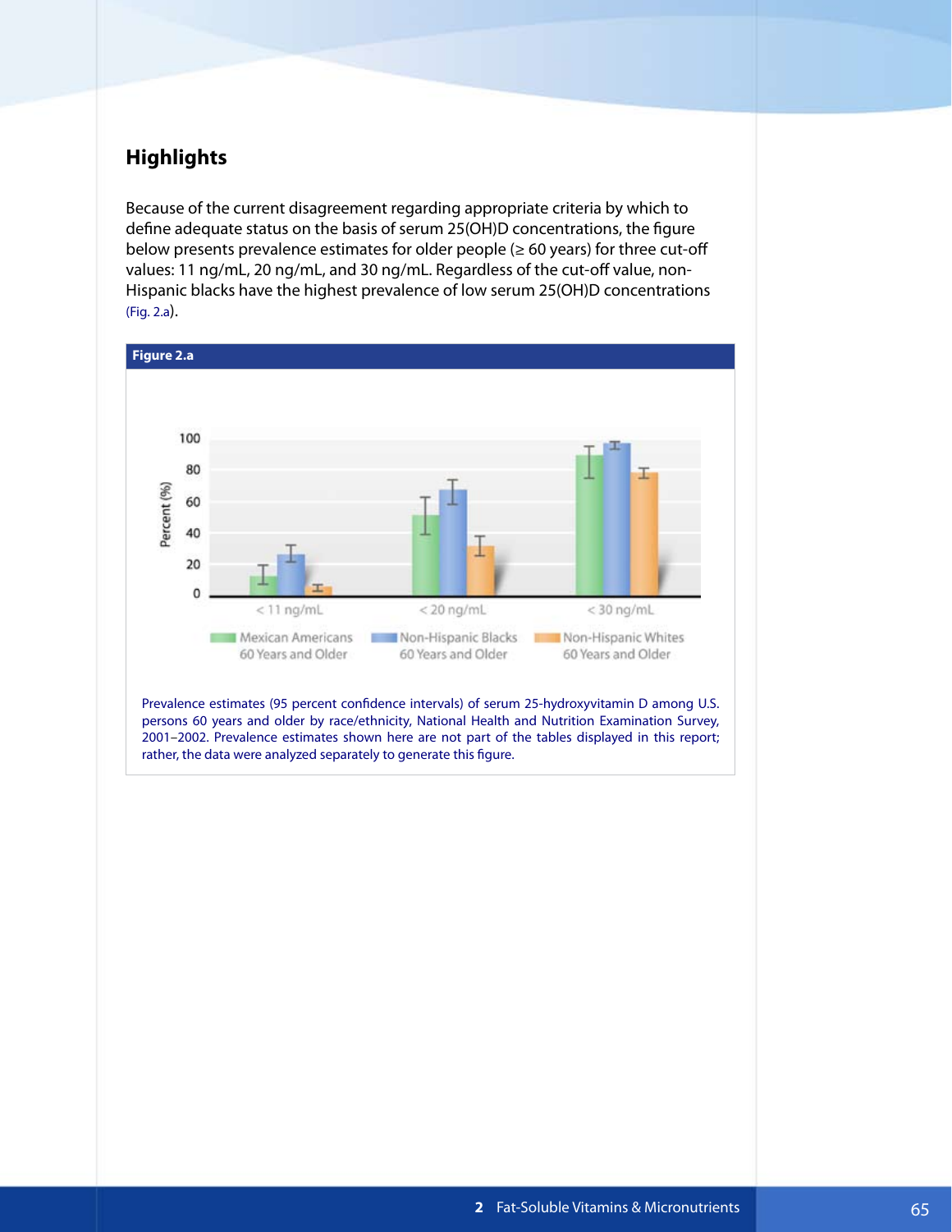## Highlights

Because of the current disagreement regarding appropriate criteria by which to define adequate status on the basis of serum 25(OH)D concentrations, the figure below presents prevalence estimates for older people (≥ 60 years) for three cut-off values: 11 ng/mL, 20 ng/mL, and 30 ng/mL. Regardless of the cut-off value, non-Hispanic blacks have the highest prevalence of low serum 25(OH)D concentrations (Fig. 2.a).

**Figure 2.a**

Prevalence estimates (95 percent confidence intervals) of serum 25-hydroxyvitamin D among U.S. persons 60 years and older by race/ethnicity, National Health and Nutrition Examination Survey, 2001–2002. Prevalence estimates shown here are not part of the tables displayed in this report; rather, the data were analyzed separately to generate this figure.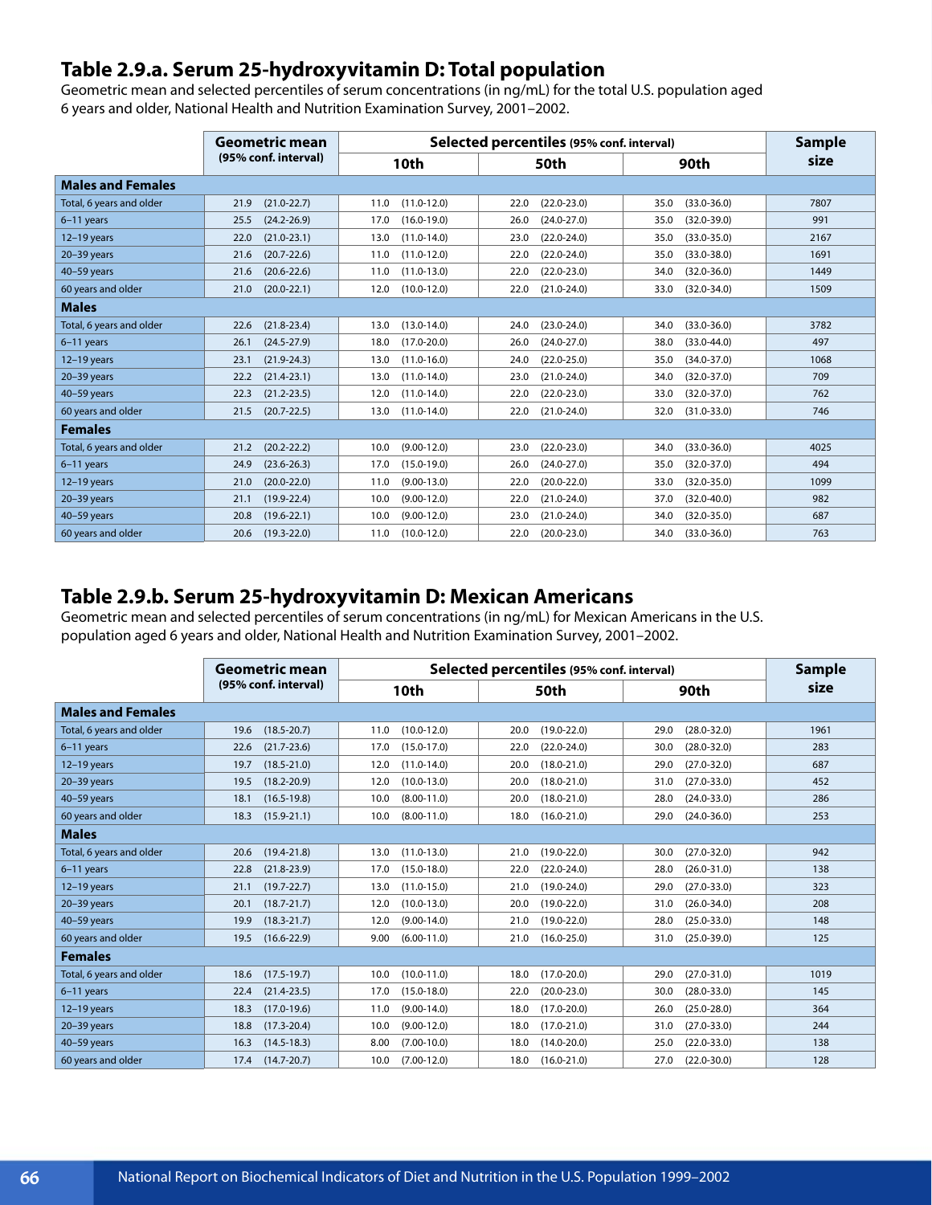## Table 2.9.a. Serum 25-hydroxyvitamin D: Total population

Geometric mean and selected percentiles of serum concentrations (in ng/mL) for the total U.S. population aged 6 years and older, National Health and Nutrition Examination Survey, 2001–2002.

| | Geometric mean (95% conf. interval) | Selected percentiles (95% conf. interval) 10th | 50th | 90th | Sample size |
|---|---|---|---|---|---|
| **Males and Females** | | | | | |
| Total, 6 years and older | 21.9 (21.0-22.7) | 11.0 (11.0-12.0) | 22.0 (22.0-23.0) | 35.0 (33.0-36.0) | 7807 |
| 6–11 years | 25.5 (24.2-26.9) | 17.0 (16.0-19.0) | 26.0 (24.0-27.0) | 35.0 (32.0-39.0) | 991 |
| 12–19 years | 22.0 (21.0-23.1) | 13.0 (11.0-14.0) | 23.0 (22.0-24.0) | 35.0 (33.0-35.0) | 2167 |
| 20–39 years | 21.6 (20.7-22.6) | 11.0 (11.0-12.0) | 22.0 (22.0-24.0) | 35.0 (33.0-38.0) | 1691 |
| 40–59 years | 21.6 (20.6-22.6) | 11.0 (11.0-13.0) | 22.0 (22.0-23.0) | 34.0 (32.0-36.0) | 1449 |
| 60 years and older | 21.0 (20.0-22.1) | 12.0 (10.0-12.0) | 22.0 (21.0-24.0) | 33.0 (32.0-34.0) | 1509 |
| **Males** | | | | | |
| Total, 6 years and older | 22.6 (21.8-23.4) | 13.0 (13.0-14.0) | 24.0 (23.0-24.0) | 34.0 (33.0-36.0) | 3782 |
| 6–11 years | 26.1 (24.5-27.9) | 18.0 (17.0-20.0) | 26.0 (24.0-27.0) | 38.0 (33.0-44.0) | 497 |
| 12–19 years | 23.1 (21.9-24.3) | 13.0 (11.0-16.0) | 24.0 (22.0-25.0) | 35.0 (34.0-37.0) | 1068 |
| 20–39 years | 22.2 (21.4-23.1) | 13.0 (11.0-14.0) | 23.0 (21.0-24.0) | 34.0 (32.0-37.0) | 709 |
| 40–59 years | 22.3 (21.2-23.5) | 12.0 (11.0-14.0) | 22.0 (22.0-23.0) | 33.0 (32.0-37.0) | 762 |
| 60 years and older | 21.5 (20.7-22.5) | 13.0 (11.0-14.0) | 22.0 (21.0-24.0) | 32.0 (31.0-33.0) | 746 |
| **Females** | | | | | |
| Total, 6 years and older | 21.2 (20.2-22.2) | 10.0 (9.00-12.0) | 23.0 (22.0-23.0) | 34.0 (33.0-36.0) | 4025 |
| 6–11 years | 24.9 (23.6-26.3) | 17.0 (15.0-19.0) | 26.0 (24.0-27.0) | 35.0 (32.0-37.0) | 494 |
| 12–19 years | 21.0 (20.0-22.0) | 11.0 (9.00-13.0) | 22.0 (20.0-22.0) | 33.0 (32.0-35.0) | 1099 |
| 20–39 years | 21.1 (19.9-22.4) | 10.0 (9.00-12.0) | 22.0 (21.0-24.0) | 37.0 (32.0-40.0) | 982 |
| 40–59 years | 20.8 (19.6-22.1) | 10.0 (9.00-12.0) | 23.0 (21.0-24.0) | 34.0 (32.0-35.0) | 687 |
| 60 years and older | 20.6 (19.3-22.0) | 11.0 (10.0-12.0) | 22.0 (20.0-23.0) | 34.0 (33.0-36.0) | 763 |

## Table 2.9.b. Serum 25-hydroxyvitamin D: Mexican Americans

Geometric mean and selected percentiles of serum concentrations (in ng/mL) for Mexican Americans in the U.S. population aged 6 years and older, National Health and Nutrition Examination Survey, 2001–2002.

| | Geometric mean (95% conf. interval) | Selected percentiles (95% conf. interval) 10th | 50th | 90th | Sample size |
|---|---|---|---|---|---|
| **Males and Females** | | | | | |
| Total, 6 years and older | 19.6 (18.5-20.7) | 11.0 (10.0-12.0) | 20.0 (19.0-22.0) | 29.0 (28.0-32.0) | 1961 |
| 6–11 years | 22.6 (21.7-23.6) | 17.0 (15.0-17.0) | 22.0 (22.0-24.0) | 30.0 (28.0-32.0) | 283 |
| 12–19 years | 19.7 (18.5-21.0) | 12.0 (11.0-14.0) | 20.0 (18.0-21.0) | 29.0 (27.0-32.0) | 687 |
| 20–39 years | 19.5 (18.2-20.9) | 12.0 (10.0-13.0) | 20.0 (18.0-21.0) | 31.0 (27.0-33.0) | 452 |
| 40–59 years | 18.1 (16.5-19.8) | 10.0 (8.00-11.0) | 20.0 (18.0-21.0) | 28.0 (24.0-33.0) | 286 |
| 60 years and older | 18.3 (15.9-21.1) | 10.0 (8.00-11.0) | 18.0 (16.0-21.0) | 29.0 (24.0-36.0) | 253 |
| **Males** | | | | | |
| Total, 6 years and older | 20.6 (19.4-21.8) | 13.0 (11.0-13.0) | 21.0 (19.0-22.0) | 30.0 (27.0-32.0) | 942 |
| 6–11 years | 22.8 (21.8-23.9) | 17.0 (15.0-18.0) | 22.0 (22.0-24.0) | 28.0 (26.0-31.0) | 138 |
| 12–19 years | 21.1 (19.7-22.7) | 13.0 (11.0-15.0) | 21.0 (19.0-24.0) | 29.0 (27.0-33.0) | 323 |
| 20–39 years | 20.1 (18.7-21.7) | 12.0 (10.0-13.0) | 20.0 (19.0-22.0) | 31.0 (26.0-34.0) | 208 |
| 40–59 years | 19.9 (18.3-21.7) | 12.0 (9.00-14.0) | 21.0 (19.0-22.0) | 28.0 (25.0-33.0) | 148 |
| 60 years and older | 19.5 (16.6-22.9) | 9.00 (6.00-11.0) | 21.0 (16.0-25.0) | 31.0 (25.0-39.0) | 125 |
| **Females** | | | | | |
| Total, 6 years and older | 18.6 (17.5-19.7) | 10.0 (10.0-11.0) | 18.0 (17.0-20.0) | 29.0 (27.0-31.0) | 1019 |
| 6–11 years | 22.4 (21.4-23.5) | 17.0 (15.0-18.0) | 22.0 (20.0-23.0) | 30.0 (28.0-33.0) | 145 |
| 12–19 years | 18.3 (17.0-19.6) | 11.0 (9.00-14.0) | 18.0 (17.0-20.0) | 26.0 (25.0-28.0) | 364 |
| 20–39 years | 18.8 (17.3-20.4) | 10.0 (9.00-12.0) | 18.0 (17.0-21.0) | 31.0 (27.0-33.0) | 244 |
| 40–59 years | 16.3 (14.5-18.3) | 8.00 (7.00-10.0) | 18.0 (14.0-20.0) | 25.0 (22.0-33.0) | 138 |
| 60 years and older | 17.4 (14.7-20.7) | 10.0 (7.00-12.0) | 18.0 (16.0-21.0) | 27.0 (22.0-30.0) | 128 |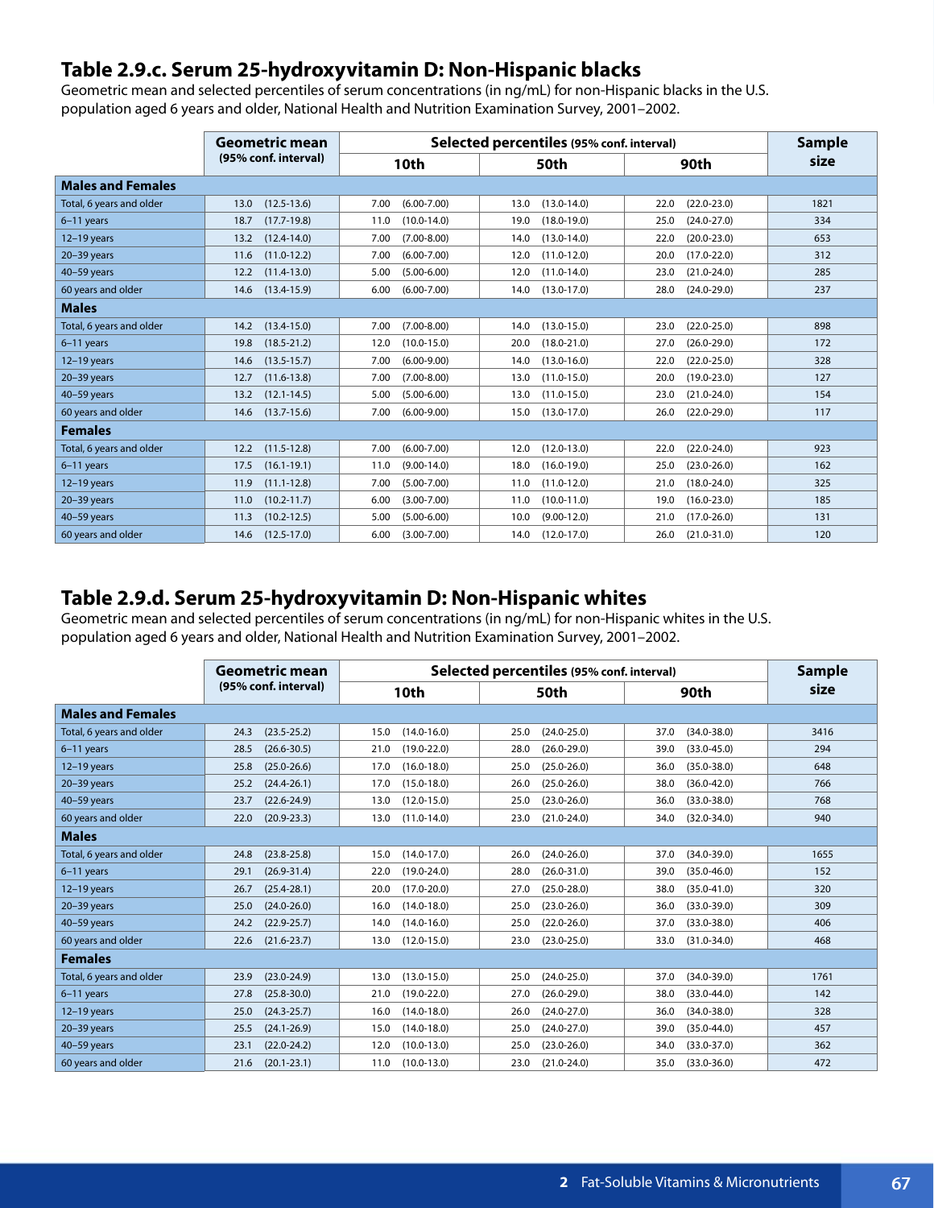## Table 2.9.c. Serum 25-hydroxyvitamin D: Non-Hispanic blacks

Geometric mean and selected percentiles of serum concentrations (in ng/mL) for non-Hispanic blacks in the U.S. population aged 6 years and older, National Health and Nutrition Examination Survey, 2001–2002.

| | Geometric mean (95% conf. interval) | Selected percentiles (95% conf. interval) | | | Sample size |
|---|---|---|---|---|---|
| | | 10th | 50th | 90th | |
| **Males and Females** | | | | | |
| Total, 6 years and older | 13.0 (12.5-13.6) | 7.00 (6.00-7.00) | 13.0 (13.0-14.0) | 22.0 (22.0-23.0) | 1821 |
| 6–11 years | 18.7 (17.7-19.8) | 11.0 (10.0-14.0) | 19.0 (18.0-19.0) | 25.0 (24.0-27.0) | 334 |
| 12–19 years | 13.2 (12.4-14.0) | 7.00 (7.00-8.00) | 14.0 (13.0-14.0) | 22.0 (20.0-23.0) | 653 |
| 20–39 years | 11.6 (11.0-12.2) | 7.00 (6.00-7.00) | 12.0 (11.0-12.0) | 20.0 (17.0-22.0) | 312 |
| 40–59 years | 12.2 (11.4-13.0) | 5.00 (5.00-6.00) | 12.0 (11.0-14.0) | 23.0 (21.0-24.0) | 285 |
| 60 years and older | 14.6 (13.4-15.9) | 6.00 (6.00-7.00) | 14.0 (13.0-17.0) | 28.0 (24.0-29.0) | 237 |
| **Males** | | | | | |
| Total, 6 years and older | 14.2 (13.4-15.0) | 7.00 (7.00-8.00) | 14.0 (13.0-15.0) | 23.0 (22.0-25.0) | 898 |
| 6–11 years | 19.8 (18.5-21.2) | 12.0 (10.0-15.0) | 20.0 (18.0-21.0) | 27.0 (26.0-29.0) | 172 |
| 12–19 years | 14.6 (13.5-15.7) | 7.00 (6.00-9.00) | 14.0 (13.0-16.0) | 22.0 (22.0-25.0) | 328 |
| 20–39 years | 12.7 (11.6-13.8) | 7.00 (7.00-8.00) | 13.0 (11.0-15.0) | 20.0 (19.0-23.0) | 127 |
| 40–59 years | 13.2 (12.1-14.5) | 5.00 (5.00-6.00) | 13.0 (11.0-15.0) | 23.0 (21.0-24.0) | 154 |
| 60 years and older | 14.6 (13.7-15.6) | 7.00 (6.00-9.00) | 15.0 (13.0-17.0) | 26.0 (22.0-29.0) | 117 |
| **Females** | | | | | |
| Total, 6 years and older | 12.2 (11.5-12.8) | 7.00 (6.00-7.00) | 12.0 (12.0-13.0) | 22.0 (22.0-24.0) | 923 |
| 6–11 years | 17.5 (16.1-19.1) | 11.0 (9.00-14.0) | 18.0 (16.0-19.0) | 25.0 (23.0-26.0) | 162 |
| 12–19 years | 11.9 (11.1-12.8) | 7.00 (5.00-7.00) | 11.0 (11.0-12.0) | 21.0 (18.0-24.0) | 325 |
| 20–39 years | 11.0 (10.2-11.7) | 6.00 (3.00-7.00) | 11.0 (10.0-11.0) | 19.0 (16.0-23.0) | 185 |
| 40–59 years | 11.3 (10.2-12.5) | 5.00 (5.00-6.00) | 10.0 (9.00-12.0) | 21.0 (17.0-26.0) | 131 |
| 60 years and older | 14.6 (12.5-17.0) | 6.00 (3.00-7.00) | 14.0 (12.0-17.0) | 26.0 (21.0-31.0) | 120 |

## Table 2.9.d. Serum 25-hydroxyvitamin D: Non-Hispanic whites

Geometric mean and selected percentiles of serum concentrations (in ng/mL) for non-Hispanic whites in the U.S. population aged 6 years and older, National Health and Nutrition Examination Survey, 2001–2002.

| | Geometric mean (95% conf. interval) | Selected percentiles (95% conf. interval) | | | Sample size |
|---|---|---|---|---|---|
| | | 10th | 50th | 90th | |
| **Males and Females** | | | | | |
| Total, 6 years and older | 24.3 (23.5-25.2) | 15.0 (14.0-16.0) | 25.0 (24.0-25.0) | 37.0 (34.0-38.0) | 3416 |
| 6–11 years | 28.5 (26.6-30.5) | 21.0 (19.0-22.0) | 28.0 (26.0-29.0) | 39.0 (33.0-45.0) | 294 |
| 12–19 years | 25.8 (25.0-26.6) | 17.0 (16.0-18.0) | 25.0 (25.0-26.0) | 36.0 (35.0-38.0) | 648 |
| 20–39 years | 25.2 (24.4-26.1) | 17.0 (15.0-18.0) | 26.0 (25.0-26.0) | 38.0 (36.0-42.0) | 766 |
| 40–59 years | 23.7 (22.6-24.9) | 13.0 (12.0-15.0) | 25.0 (23.0-26.0) | 36.0 (33.0-38.0) | 768 |
| 60 years and older | 22.0 (20.9-23.3) | 13.0 (11.0-14.0) | 23.0 (21.0-24.0) | 34.0 (32.0-34.0) | 940 |
| **Males** | | | | | |
| Total, 6 years and older | 24.8 (23.8-25.8) | 15.0 (14.0-17.0) | 26.0 (24.0-26.0) | 37.0 (34.0-39.0) | 1655 |
| 6–11 years | 29.1 (26.9-31.4) | 22.0 (19.0-24.0) | 28.0 (26.0-31.0) | 39.0 (35.0-46.0) | 152 |
| 12–19 years | 26.7 (25.4-28.1) | 20.0 (17.0-20.0) | 27.0 (25.0-28.0) | 38.0 (35.0-41.0) | 320 |
| 20–39 years | 25.0 (24.0-26.0) | 16.0 (14.0-18.0) | 25.0 (23.0-26.0) | 36.0 (33.0-39.0) | 309 |
| 40–59 years | 24.2 (22.9-25.7) | 14.0 (14.0-16.0) | 25.0 (22.0-26.0) | 37.0 (33.0-38.0) | 406 |
| 60 years and older | 22.6 (21.6-23.7) | 13.0 (12.0-15.0) | 23.0 (23.0-25.0) | 33.0 (31.0-34.0) | 468 |
| **Females** | | | | | |
| Total, 6 years and older | 23.9 (23.0-24.9) | 13.0 (13.0-15.0) | 25.0 (24.0-25.0) | 37.0 (34.0-39.0) | 1761 |
| 6–11 years | 27.8 (25.8-30.0) | 21.0 (19.0-22.0) | 27.0 (26.0-29.0) | 38.0 (33.0-44.0) | 142 |
| 12–19 years | 25.0 (24.3-25.7) | 16.0 (14.0-18.0) | 26.0 (24.0-27.0) | 36.0 (34.0-38.0) | 328 |
| 20–39 years | 25.5 (24.1-26.9) | 15.0 (14.0-18.0) | 25.0 (24.0-27.0) | 39.0 (35.0-44.0) | 457 |
| 40–59 years | 23.1 (22.0-24.2) | 12.0 (10.0-13.0) | 25.0 (23.0-26.0) | 34.0 (33.0-37.0) | 362 |
| 60 years and older | 21.6 (20.1-23.1) | 11.0 (10.0-13.0) | 23.0 (21.0-24.0) | 35.0 (33.0-36.0) | 472 |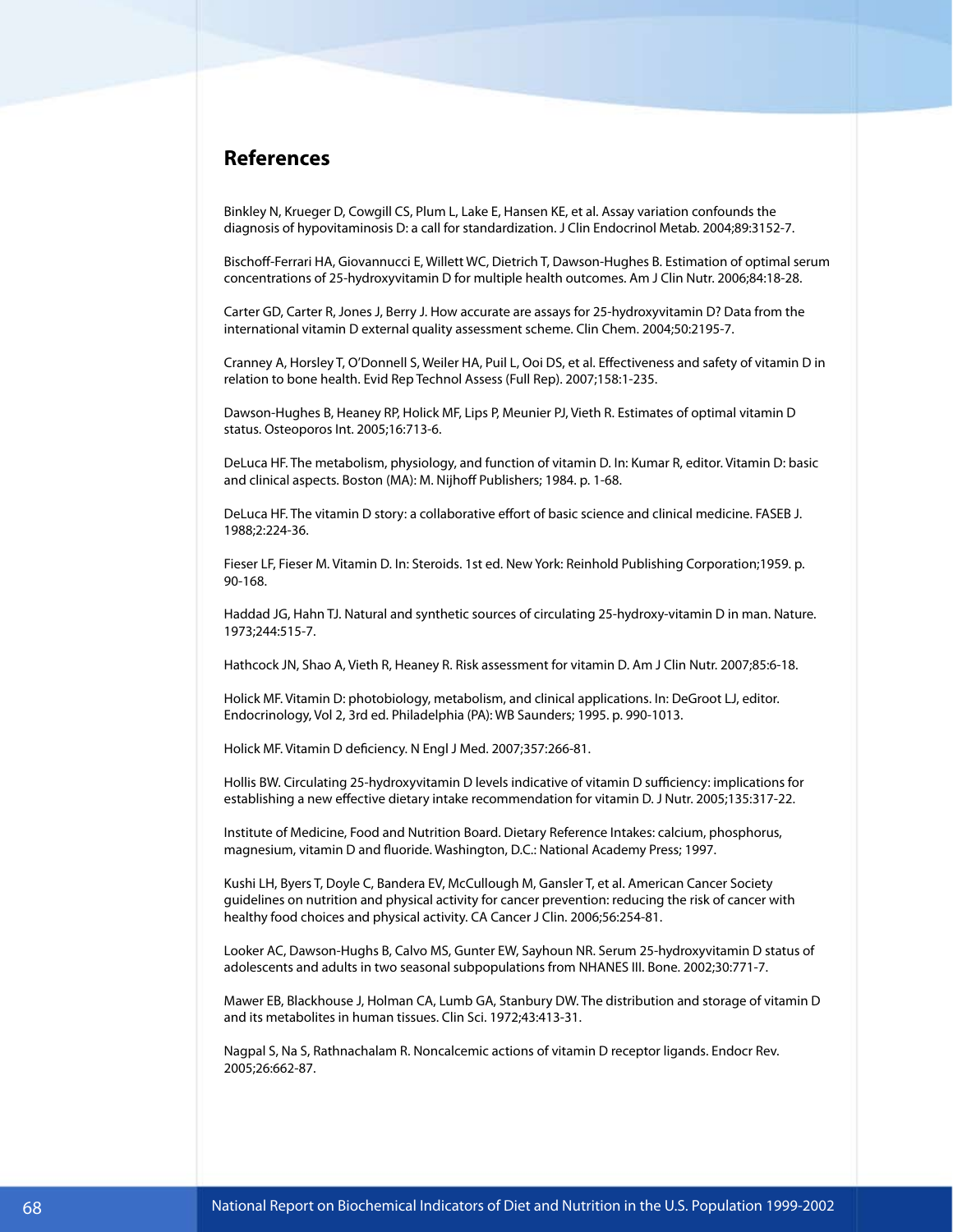## References

Binkley N, Krueger D, Cowgill CS, Plum L, Lake E, Hansen KE, et al. Assay variation confounds the diagnosis of hypovitaminosis D: a call for standardization. J Clin Endocrinol Metab. 2004;89:3152-7.

Bischoff-Ferrari HA, Giovannucci E, Willett WC, Dietrich T, Dawson-Hughes B. Estimation of optimal serum concentrations of 25-hydroxyvitamin D for multiple health outcomes. Am J Clin Nutr. 2006;84:18-28.

Carter GD, Carter R, Jones J, Berry J. How accurate are assays for 25-hydroxyvitamin D? Data from the international vitamin D external quality assessment scheme. Clin Chem. 2004;50:2195-7.

Cranney A, Horsley T, O'Donnell S, Weiler HA, Puil L, Ooi DS, et al. Effectiveness and safety of vitamin D in relation to bone health. Evid Rep Technol Assess (Full Rep). 2007;158:1-235.

Dawson-Hughes B, Heaney RP, Holick MF, Lips P, Meunier PJ, Vieth R. Estimates of optimal vitamin D status. Osteoporos Int. 2005;16:713-6.

DeLuca HF. The metabolism, physiology, and function of vitamin D. In: Kumar R, editor. Vitamin D: basic and clinical aspects. Boston (MA): M. Nijhoff Publishers; 1984. p. 1-68.

DeLuca HF. The vitamin D story: a collaborative effort of basic science and clinical medicine. FASEB J. 1988;2:224-36.

Fieser LF, Fieser M. Vitamin D. In: Steroids. 1st ed. New York: Reinhold Publishing Corporation;1959. p. 90-168.

Haddad JG, Hahn TJ. Natural and synthetic sources of circulating 25-hydroxy-vitamin D in man. Nature. 1973;244:515-7.

Hathcock JN, Shao A, Vieth R, Heaney R. Risk assessment for vitamin D. Am J Clin Nutr. 2007;85:6-18.

Holick MF. Vitamin D: photobiology, metabolism, and clinical applications. In: DeGroot LJ, editor. Endocrinology, Vol 2, 3rd ed. Philadelphia (PA): WB Saunders; 1995. p. 990-1013.

Holick MF. Vitamin D deficiency. N Engl J Med. 2007;357:266-81.

Hollis BW. Circulating 25-hydroxyvitamin D levels indicative of vitamin D sufficiency: implications for establishing a new effective dietary intake recommendation for vitamin D. J Nutr. 2005;135:317-22.

Institute of Medicine, Food and Nutrition Board. Dietary Reference Intakes: calcium, phosphorus, magnesium, vitamin D and fluoride. Washington, D.C.: National Academy Press; 1997.

Kushi LH, Byers T, Doyle C, Bandera EV, McCullough M, Gansler T, et al. American Cancer Society guidelines on nutrition and physical activity for cancer prevention: reducing the risk of cancer with healthy food choices and physical activity. CA Cancer J Clin. 2006;56:254-81.

Looker AC, Dawson-Hughs B, Calvo MS, Gunter EW, Sayhoun NR. Serum 25-hydroxyvitamin D status of adolescents and adults in two seasonal subpopulations from NHANES III. Bone. 2002;30:771-7.

Mawer EB, Blackhouse J, Holman CA, Lumb GA, Stanbury DW. The distribution and storage of vitamin D and its metabolites in human tissues. Clin Sci. 1972;43:413-31.

Nagpal S, Na S, Rathnachalam R. Noncalcemic actions of vitamin D receptor ligands. Endocr Rev. 2005;26:662-87.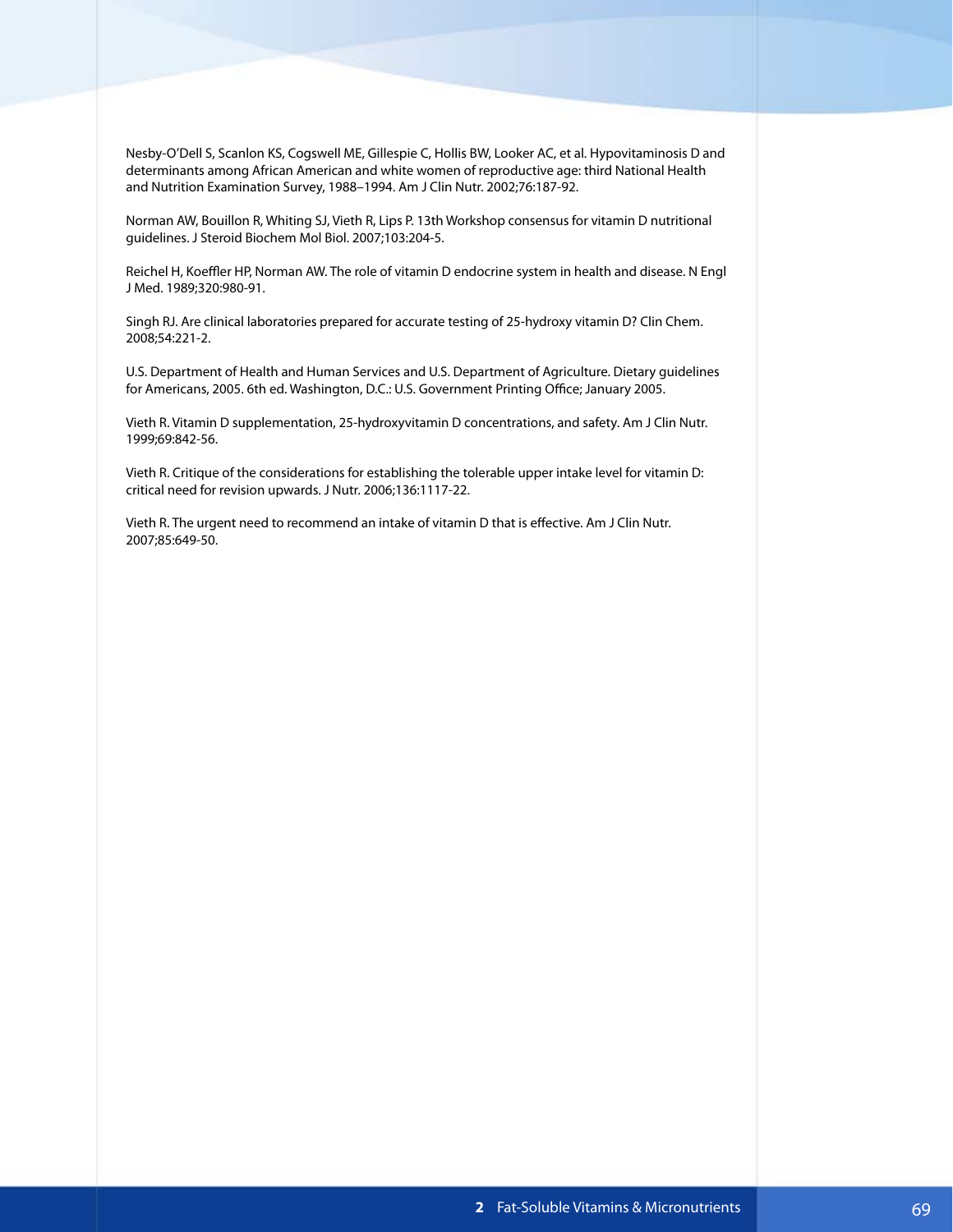Nesby-O'Dell S, Scanlon KS, Cogswell ME, Gillespie C, Hollis BW, Looker AC, et al. Hypovitaminosis D and determinants among African American and white women of reproductive age: third National Health and Nutrition Examination Survey, 1988–1994. Am J Clin Nutr. 2002;76:187-92.

Norman AW, Bouillon R, Whiting SJ, Vieth R, Lips P. 13th Workshop consensus for vitamin D nutritional guidelines. J Steroid Biochem Mol Biol. 2007;103:204-5.

Reichel H, Koeffler HP, Norman AW. The role of vitamin D endocrine system in health and disease. N Engl J Med. 1989;320:980-91.

Singh RJ. Are clinical laboratories prepared for accurate testing of 25-hydroxy vitamin D? Clin Chem. 2008;54:221-2.

U.S. Department of Health and Human Services and U.S. Department of Agriculture. Dietary guidelines for Americans, 2005. 6th ed. Washington, D.C.: U.S. Government Printing Office; January 2005.

Vieth R. Vitamin D supplementation, 25-hydroxyvitamin D concentrations, and safety. Am J Clin Nutr. 1999;69:842-56.

Vieth R. Critique of the considerations for establishing the tolerable upper intake level for vitamin D: critical need for revision upwards. J Nutr. 2006;136:1117-22.

Vieth R. The urgent need to recommend an intake of vitamin D that is effective. Am J Clin Nutr. 2007;85:649-50.